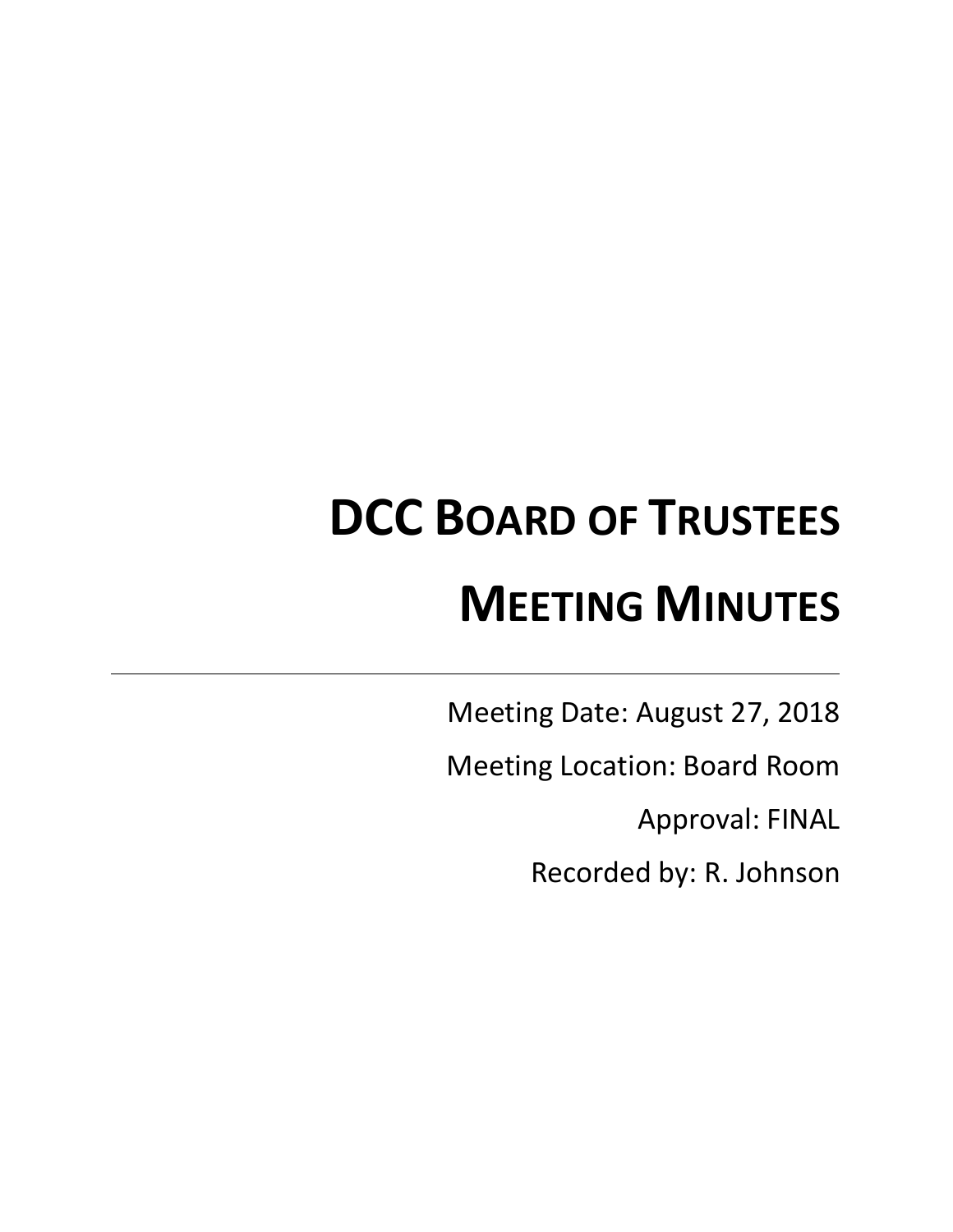# DCC Board of Trustees

# Meeting Minutes

---

Meeting Date: August 27, 2018

Meeting Location: Board Room

Approval: FINAL

Recorded by: R. Johnson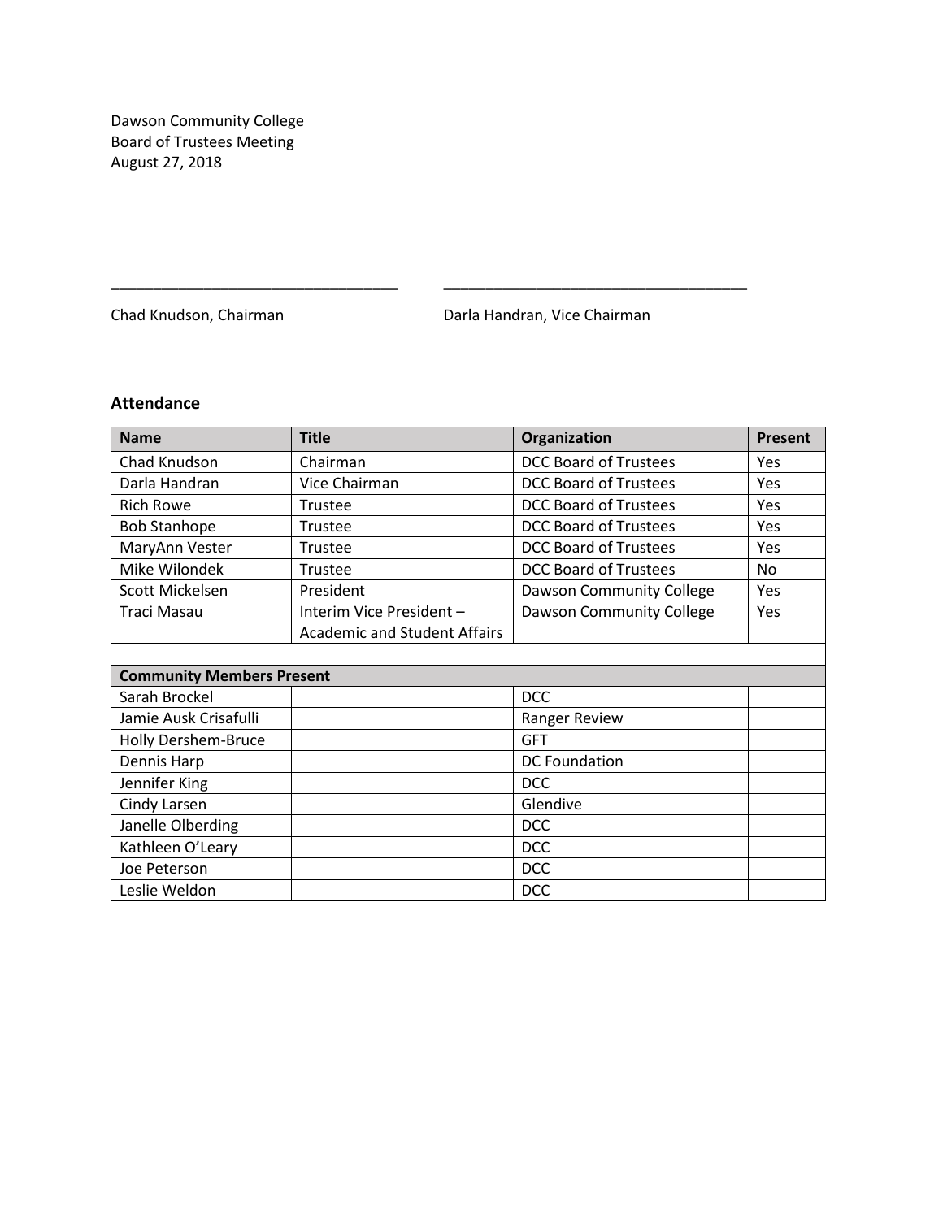Dawson Community College
Board of Trustees Meeting
August 27, 2018

\_\_\_\_\_\_\_\_\_\_\_\_\_\_\_\_\_\_\_\_\_\_\_\_\_\_\_\_\_\_\_\_\_\_\_ \_\_\_\_\_\_\_\_\_\_\_\_\_\_\_\_\_\_\_\_\_\_\_\_\_\_\_\_\_\_\_\_\_\_\_\_\_

Chad Knudson, Chairman Darla Handran, Vice Chairman

## Attendance

| Name | Title | Organization | Present |
|---|---|---|---|
| Chad Knudson | Chairman | DCC Board of Trustees | Yes |
| Darla Handran | Vice Chairman | DCC Board of Trustees | Yes |
| Rich Rowe | Trustee | DCC Board of Trustees | Yes |
| Bob Stanhope | Trustee | DCC Board of Trustees | Yes |
| MaryAnn Vester | Trustee | DCC Board of Trustees | Yes |
| Mike Wilondek | Trustee | DCC Board of Trustees | No |
| Scott Mickelsen | President | Dawson Community College | Yes |
| Traci Masau | Interim Vice President – Academic and Student Affairs | Dawson Community College | Yes |
| | | | |
| **Community Members Present** | | | |
| Sarah Brockel | | DCC | |
| Jamie Ausk Crisafulli | | Ranger Review | |
| Holly Dershem-Bruce | | GFT | |
| Dennis Harp | | DC Foundation | |
| Jennifer King | | DCC | |
| Cindy Larsen | | Glendive | |
| Janelle Olberding | | DCC | |
| Kathleen O'Leary | | DCC | |
| Joe Peterson | | DCC | |
| Leslie Weldon | | DCC | |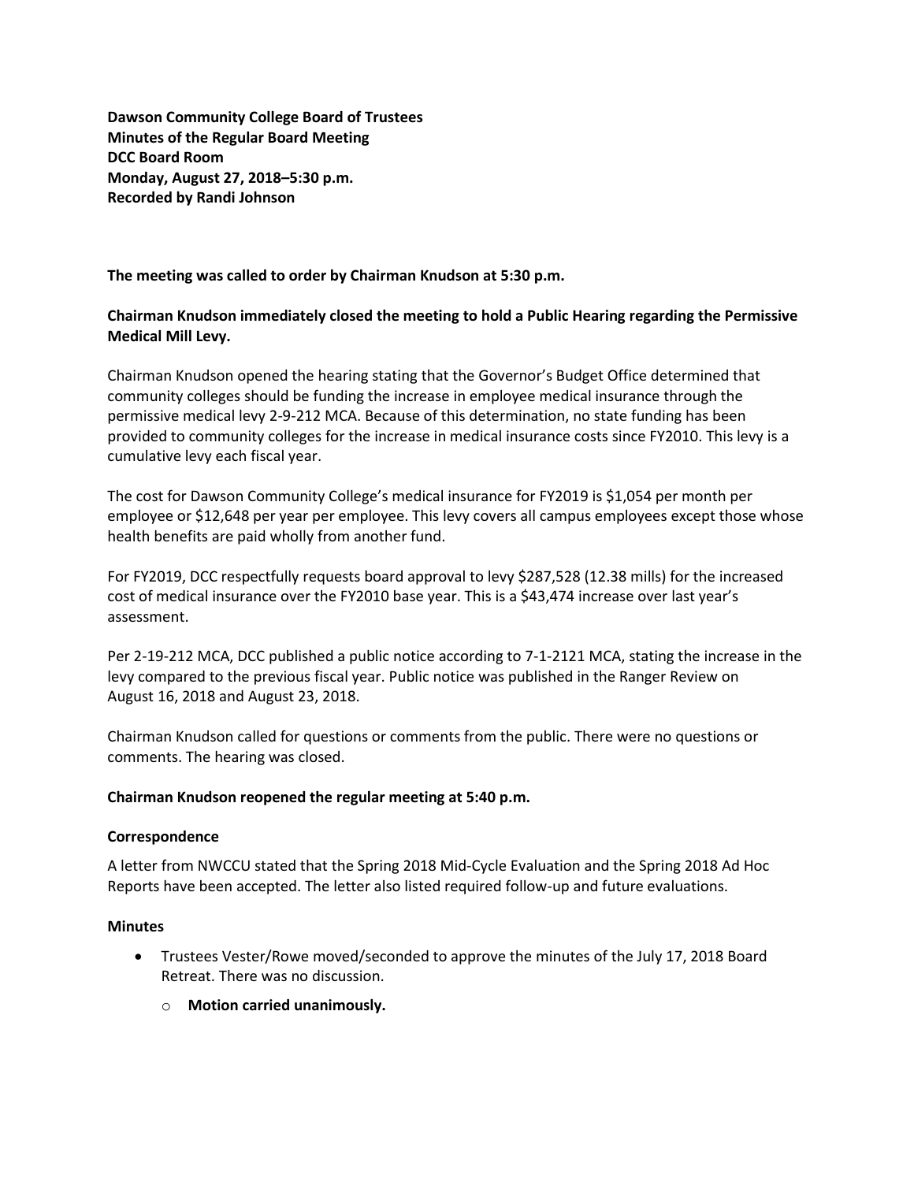**Dawson Community College Board of Trustees**
**Minutes of the Regular Board Meeting**
**DCC Board Room**
**Monday, August 27, 2018–5:30 p.m.**
**Recorded by Randi Johnson**

**The meeting was called to order by Chairman Knudson at 5:30 p.m.**

**Chairman Knudson immediately closed the meeting to hold a Public Hearing regarding the Permissive Medical Mill Levy.**

Chairman Knudson opened the hearing stating that the Governor's Budget Office determined that community colleges should be funding the increase in employee medical insurance through the permissive medical levy 2-9-212 MCA. Because of this determination, no state funding has been provided to community colleges for the increase in medical insurance costs since FY2010. This levy is a cumulative levy each fiscal year.

The cost for Dawson Community College's medical insurance for FY2019 is $1,054 per month per employee or $12,648 per year per employee. This levy covers all campus employees except those whose health benefits are paid wholly from another fund.

For FY2019, DCC respectfully requests board approval to levy $287,528 (12.38 mills) for the increased cost of medical insurance over the FY2010 base year. This is a $43,474 increase over last year's assessment.

Per 2-19-212 MCA, DCC published a public notice according to 7-1-2121 MCA, stating the increase in the levy compared to the previous fiscal year. Public notice was published in the Ranger Review on August 16, 2018 and August 23, 2018.

Chairman Knudson called for questions or comments from the public. There were no questions or comments. The hearing was closed.

**Chairman Knudson reopened the regular meeting at 5:40 p.m.**

**Correspondence**

A letter from NWCCU stated that the Spring 2018 Mid-Cycle Evaluation and the Spring 2018 Ad Hoc Reports have been accepted. The letter also listed required follow-up and future evaluations.

**Minutes**

- Trustees Vester/Rowe moved/seconded to approve the minutes of the July 17, 2018 Board Retreat. There was no discussion.
  - **Motion carried unanimously.**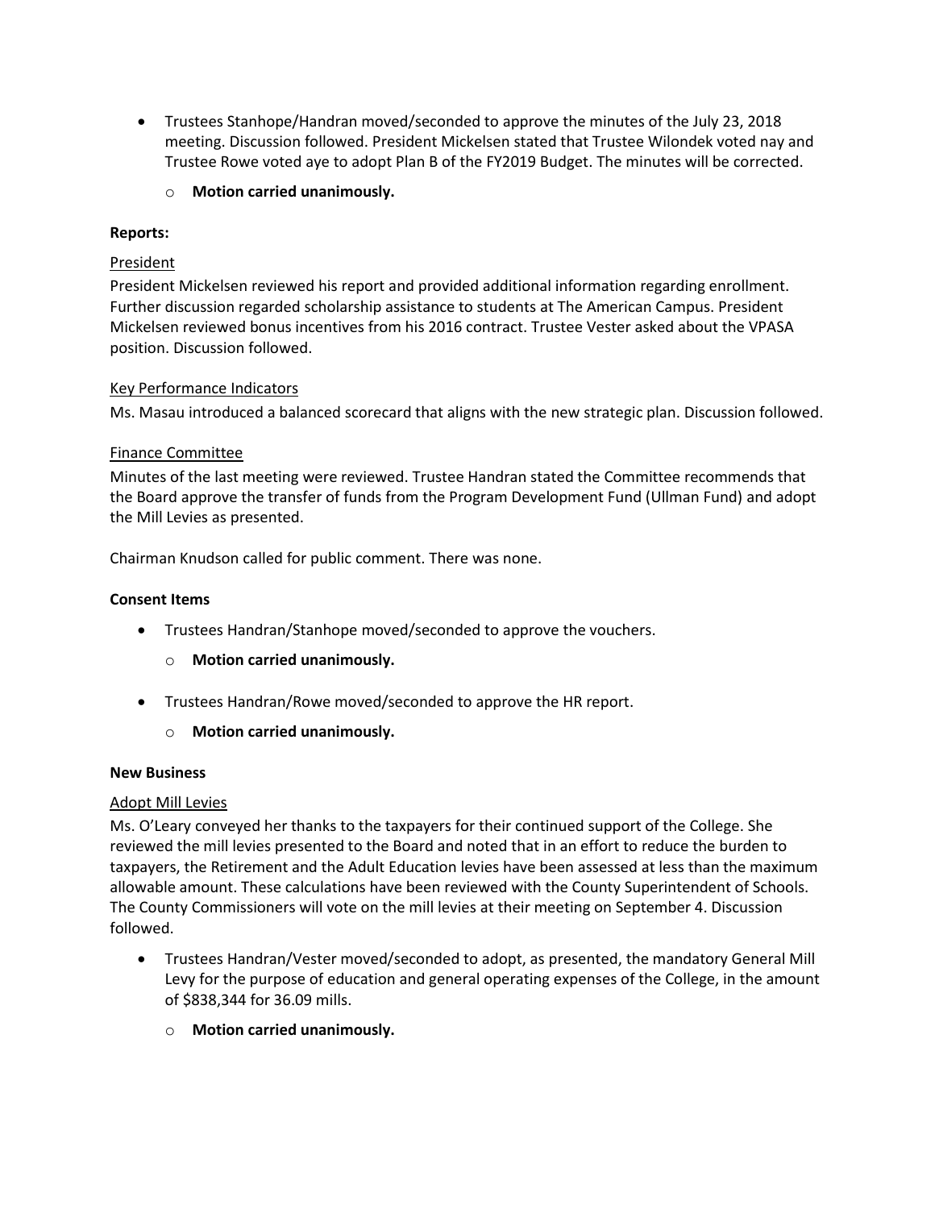- Trustees Stanhope/Handran moved/seconded to approve the minutes of the July 23, 2018 meeting. Discussion followed. President Mickelsen stated that Trustee Wilondek voted nay and Trustee Rowe voted aye to adopt Plan B of the FY2019 Budget. The minutes will be corrected.
  - **Motion carried unanimously.**

**Reports:**

President

President Mickelsen reviewed his report and provided additional information regarding enrollment. Further discussion regarded scholarship assistance to students at The American Campus. President Mickelsen reviewed bonus incentives from his 2016 contract. Trustee Vester asked about the VPASA position. Discussion followed.

Key Performance Indicators

Ms. Masau introduced a balanced scorecard that aligns with the new strategic plan. Discussion followed.

Finance Committee

Minutes of the last meeting were reviewed. Trustee Handran stated the Committee recommends that the Board approve the transfer of funds from the Program Development Fund (Ullman Fund) and adopt the Mill Levies as presented.

Chairman Knudson called for public comment. There was none.

**Consent Items**

- Trustees Handran/Stanhope moved/seconded to approve the vouchers.
  - **Motion carried unanimously.**
- Trustees Handran/Rowe moved/seconded to approve the HR report.
  - **Motion carried unanimously.**

**New Business**

Adopt Mill Levies

Ms. O'Leary conveyed her thanks to the taxpayers for their continued support of the College. She reviewed the mill levies presented to the Board and noted that in an effort to reduce the burden to taxpayers, the Retirement and the Adult Education levies have been assessed at less than the maximum allowable amount. These calculations have been reviewed with the County Superintendent of Schools. The County Commissioners will vote on the mill levies at their meeting on September 4. Discussion followed.

- Trustees Handran/Vester moved/seconded to adopt, as presented, the mandatory General Mill Levy for the purpose of education and general operating expenses of the College, in the amount of $838,344 for 36.09 mills.
  - **Motion carried unanimously.**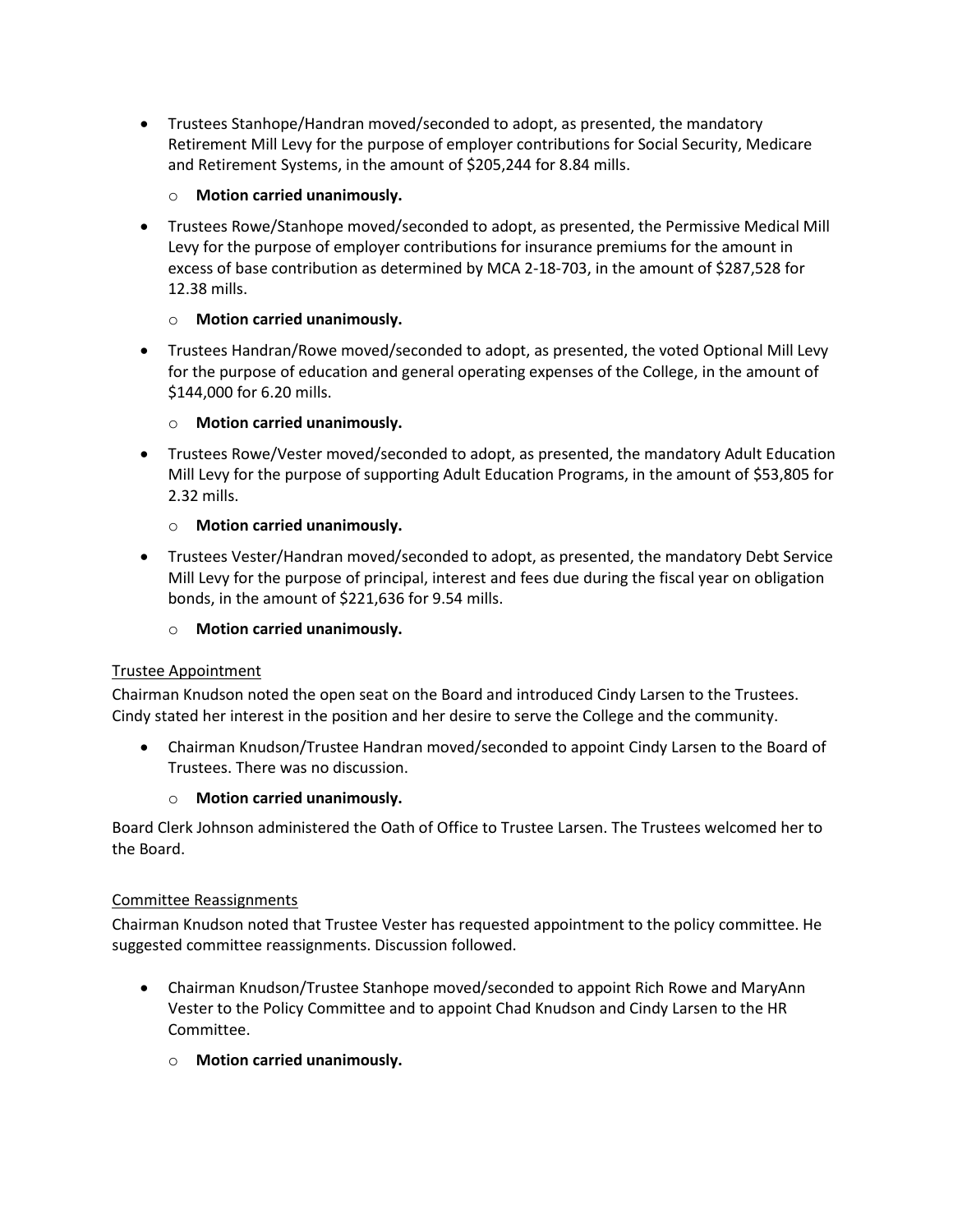- Trustees Stanhope/Handran moved/seconded to adopt, as presented, the mandatory Retirement Mill Levy for the purpose of employer contributions for Social Security, Medicare and Retirement Systems, in the amount of $205,244 for 8.84 mills.
  - **Motion carried unanimously.**
- Trustees Rowe/Stanhope moved/seconded to adopt, as presented, the Permissive Medical Mill Levy for the purpose of employer contributions for insurance premiums for the amount in excess of base contribution as determined by MCA 2-18-703, in the amount of $287,528 for 12.38 mills.
  - **Motion carried unanimously.**
- Trustees Handran/Rowe moved/seconded to adopt, as presented, the voted Optional Mill Levy for the purpose of education and general operating expenses of the College, in the amount of $144,000 for 6.20 mills.
  - **Motion carried unanimously.**
- Trustees Rowe/Vester moved/seconded to adopt, as presented, the mandatory Adult Education Mill Levy for the purpose of supporting Adult Education Programs, in the amount of $53,805 for 2.32 mills.
  - **Motion carried unanimously.**
- Trustees Vester/Handran moved/seconded to adopt, as presented, the mandatory Debt Service Mill Levy for the purpose of principal, interest and fees due during the fiscal year on obligation bonds, in the amount of $221,636 for 9.54 mills.
  - **Motion carried unanimously.**

<u>Trustee Appointment</u>

Chairman Knudson noted the open seat on the Board and introduced Cindy Larsen to the Trustees. Cindy stated her interest in the position and her desire to serve the College and the community.

- Chairman Knudson/Trustee Handran moved/seconded to appoint Cindy Larsen to the Board of Trustees. There was no discussion.
  - **Motion carried unanimously.**

Board Clerk Johnson administered the Oath of Office to Trustee Larsen. The Trustees welcomed her to the Board.

<u>Committee Reassignments</u>

Chairman Knudson noted that Trustee Vester has requested appointment to the policy committee. He suggested committee reassignments. Discussion followed.

- Chairman Knudson/Trustee Stanhope moved/seconded to appoint Rich Rowe and MaryAnn Vester to the Policy Committee and to appoint Chad Knudson and Cindy Larsen to the HR Committee.
  - **Motion carried unanimously.**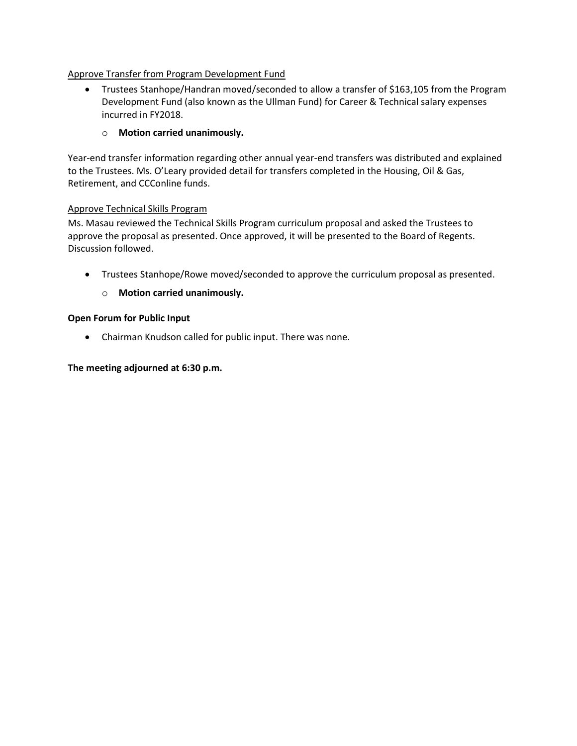Approve Transfer from Program Development Fund

- Trustees Stanhope/Handran moved/seconded to allow a transfer of $163,105 from the Program Development Fund (also known as the Ullman Fund) for Career & Technical salary expenses incurred in FY2018.
  - **Motion carried unanimously.**

Year-end transfer information regarding other annual year-end transfers was distributed and explained to the Trustees. Ms. O'Leary provided detail for transfers completed in the Housing, Oil & Gas, Retirement, and CCConline funds.

Approve Technical Skills Program

Ms. Masau reviewed the Technical Skills Program curriculum proposal and asked the Trustees to approve the proposal as presented. Once approved, it will be presented to the Board of Regents. Discussion followed.

- Trustees Stanhope/Rowe moved/seconded to approve the curriculum proposal as presented.
  - **Motion carried unanimously.**

**Open Forum for Public Input**

- Chairman Knudson called for public input. There was none.

**The meeting adjourned at 6:30 p.m.**